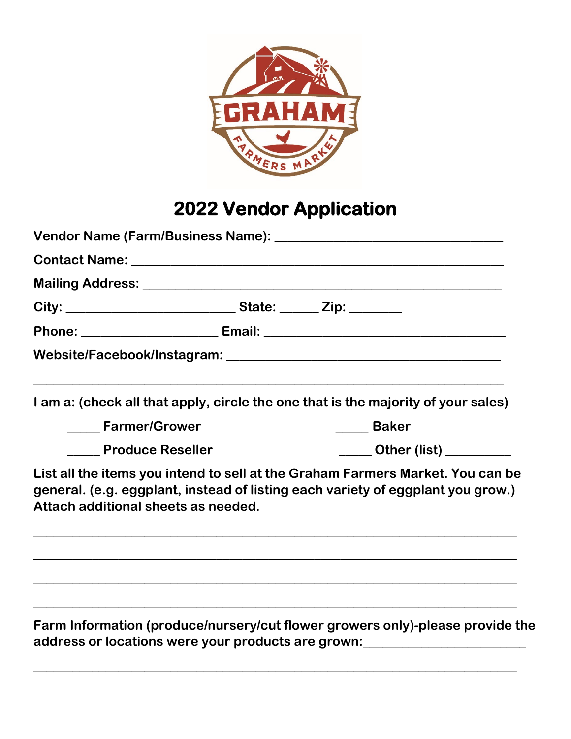# 2022 Vendor Application

**Vendor Name (Farm/Business Name):** ________________________________

**Contact Name:** ____________________________________________________

**Mailing Address:** _________________________________________________

**City:** ________________________ **State:** _____ **Zip:** _______

**Phone:** ___________________ **Email:** ___________________________

**Website/Facebook/Instagram:** ______________________________________

______________________________________________________________________

**I am a: (check all that apply, circle the one that is the majority of your sales)**

_____ **Farmer/Grower**

_____ **Baker**

_____ **Produce Reseller**

_____ **Other (list)** _________

**List all the items you intend to sell at the Graham Farmers Market. You can be general. (e.g. eggplant, instead of listing each variety of eggplant you grow.) Attach additional sheets as needed.**

______________________________________________________________________

______________________________________________________________________

______________________________________________________________________

______________________________________________________________________

**Farm Information (produce/nursery/cut flower growers only)-please provide the address or locations were your products are grown:**________________________

______________________________________________________________________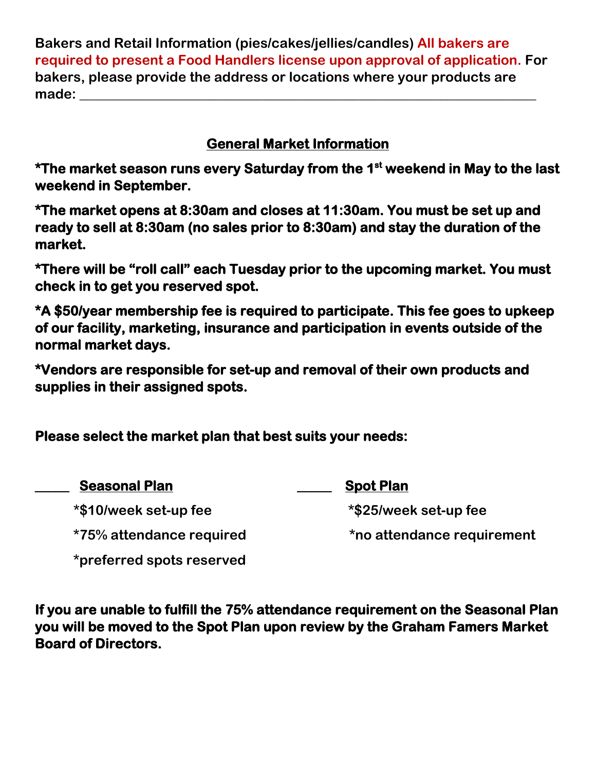**Bakers and Retail Information (pies/cakes/jellies/candles) All bakers are required to present a Food Handlers license upon approval of application. For bakers, please provide the address or locations where your products are made: \_\_\_\_\_\_\_\_\_\_\_\_\_\_\_\_\_\_\_\_\_\_\_\_\_\_\_\_\_\_\_\_\_\_\_\_\_\_\_\_\_\_\_\_\_\_\_\_\_\_\_\_\_\_\_\_\_\_\_\_\_\_**

## General Market Information

**\*The market season runs every Saturday from the 1st weekend in May to the last weekend in September.**

**\*The market opens at 8:30am and closes at 11:30am. You must be set up and ready to sell at 8:30am (no sales prior to 8:30am) and stay the duration of the market.**

**\*There will be "roll call" each Tuesday prior to the upcoming market. You must check in to get you reserved spot.**

**\*A $50/year membership fee is required to participate. This fee goes to upkeep of our facility, marketing, insurance and participation in events outside of the normal market days.**

**\*Vendors are responsible for set-up and removal of their own products and supplies in their assigned spots.**

**Please select the market plan that best suits your needs:**

\_\_\_\_\_ **Seasonal Plan**

- \*$10/week set-up fee
- \*75% attendance required
- \*preferred spots reserved

\_\_\_\_\_ **Spot Plan**

- \*$25/week set-up fee
- \*no attendance requirement

**If you are unable to fulfill the 75% attendance requirement on the Seasonal Plan you will be moved to the Spot Plan upon review by the Graham Famers Market Board of Directors.**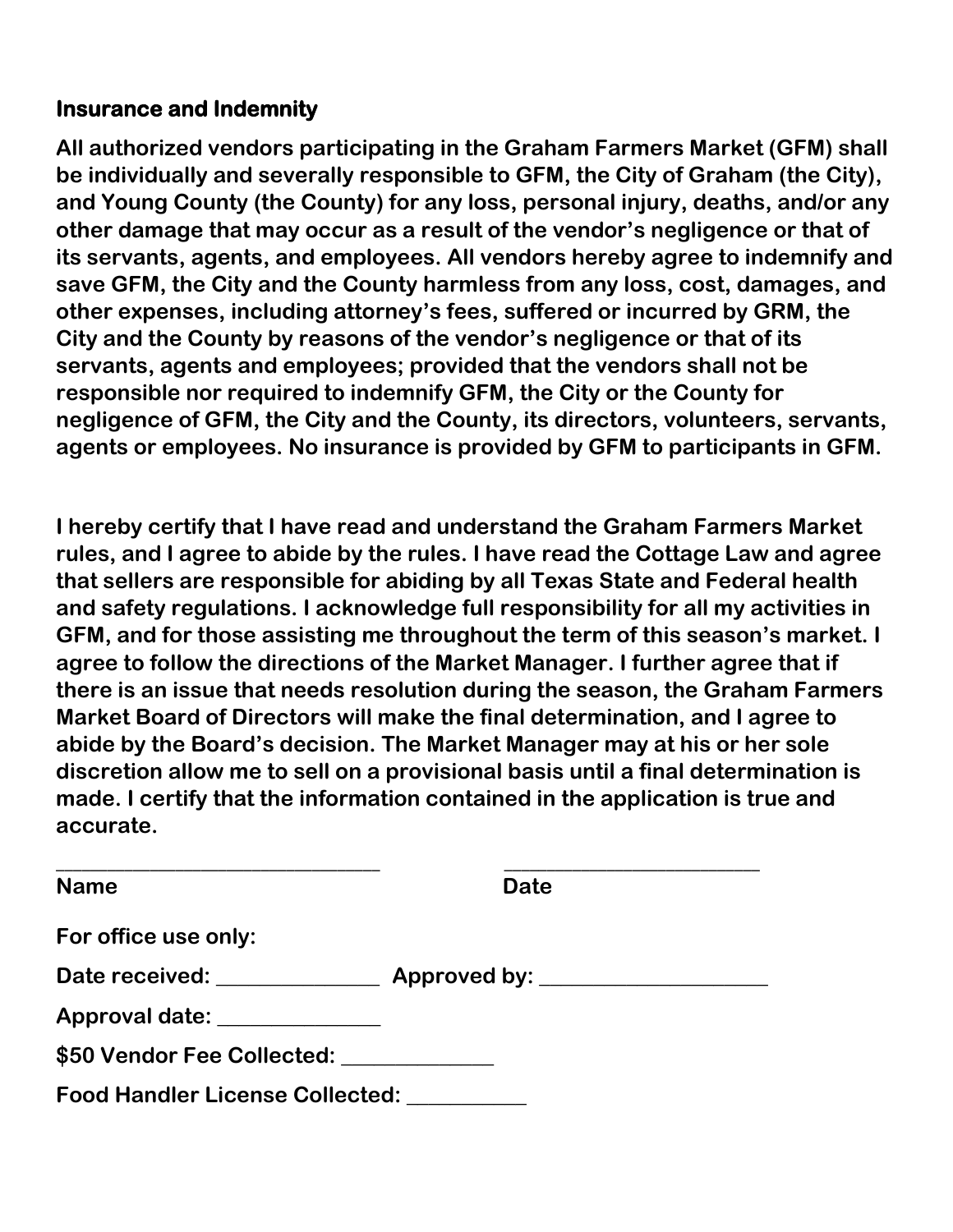**Insurance and Indemnity**

**All authorized vendors participating in the Graham Farmers Market (GFM) shall be individually and severally responsible to GFM, the City of Graham (the City), and Young County (the County) for any loss, personal injury, deaths, and/or any other damage that may occur as a result of the vendor's negligence or that of its servants, agents, and employees. All vendors hereby agree to indemnify and save GFM, the City and the County harmless from any loss, cost, damages, and other expenses, including attorney's fees, suffered or incurred by GRM, the City and the County by reasons of the vendor's negligence or that of its servants, agents and employees; provided that the vendors shall not be responsible nor required to indemnify GFM, the City or the County for negligence of GFM, the City and the County, its directors, volunteers, servants, agents or employees. No insurance is provided by GFM to participants in GFM.**

**I hereby certify that I have read and understand the Graham Farmers Market rules, and I agree to abide by the rules. I have read the Cottage Law and agree that sellers are responsible for abiding by all Texas State and Federal health and safety regulations. I acknowledge full responsibility for all my activities in GFM, and for those assisting me throughout the term of this season's market. I agree to follow the directions of the Market Manager. I further agree that if there is an issue that needs resolution during the season, the Graham Farmers Market Board of Directors will make the final determination, and I agree to abide by the Board's decision. The Market Manager may at his or her sole discretion allow me to sell on a provisional basis until a final determination is made. I certify that the information contained in the application is true and accurate.**

______________________________ ________________________

**Name** **Date**

**For office use only:**

**Date received:** ______________ **Approved by:** ____________________

**Approval date:** ______________

**$50 Vendor Fee Collected:** _____________

**Food Handler License Collected:** __________